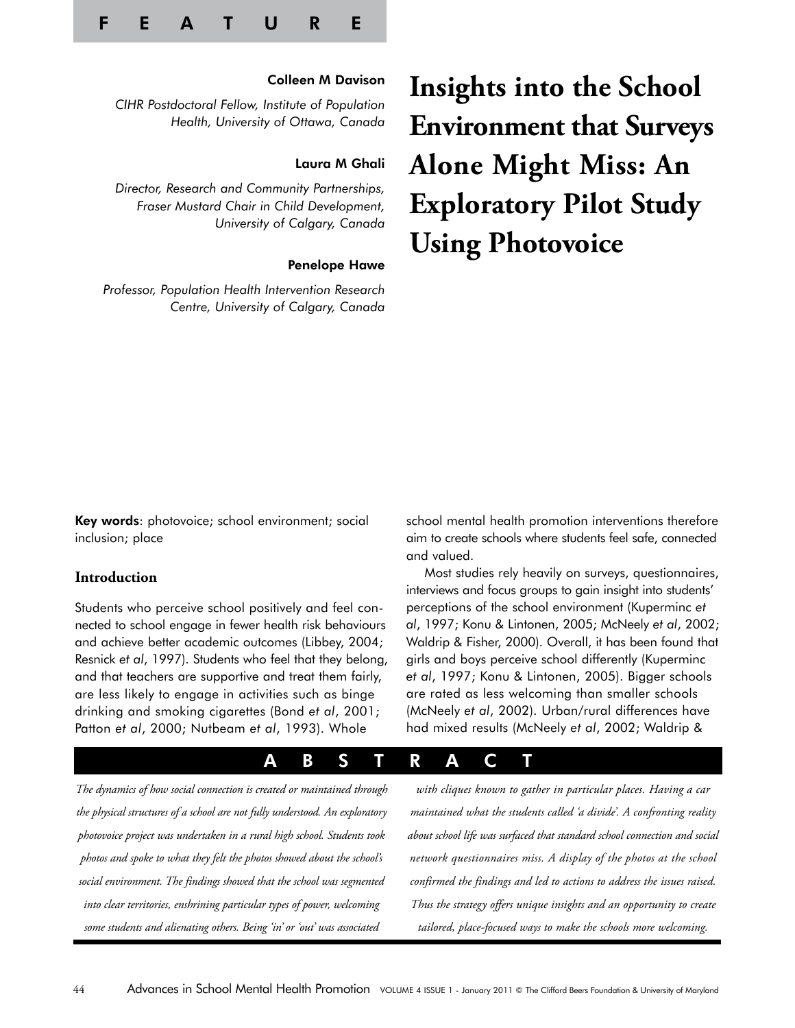FEATURE

# Insights into the School Environment that Surveys Alone Might Miss: An Exploratory Pilot Study Using Photovoice

**Colleen M Davison**

*CIHR Postdoctoral Fellow, Institute of Population Health, University of Ottawa, Canada*

**Laura M Ghali**

*Director, Research and Community Partnerships, Fraser Mustard Chair in Child Development, University of Calgary, Canada*

**Penelope Hawe**

*Professor, Population Health Intervention Research Centre, University of Calgary, Canada*

## ABSTRACT

*The dynamics of how social connection is created or maintained through the physical structures of a school are not fully understood. An exploratory photovoice project was undertaken in a rural high school. Students took photos and spoke to what they felt the photos showed about the school's social environment. The findings showed that the school was segmented into clear territories, enshrining particular types of power, welcoming some students and alienating others. Being 'in' or 'out' was associated with cliques known to gather in particular places. Having a car maintained what the students called 'a divide'. A confronting reality about school life was surfaced that standard school connection and social network questionnaires miss. A display of the photos at the school confirmed the findings and led to actions to address the issues raised. Thus the strategy offers unique insights and an opportunity to create tailored, place-focused ways to make the schools more welcoming.*

**Key words**: photovoice; school environment; social inclusion; place

## Introduction

Students who perceive school positively and feel connected to school engage in fewer health risk behaviours and achieve better academic outcomes (Libbey, 2004; Resnick *et al*, 1997). Students who feel that they belong, and that teachers are supportive and treat them fairly, are less likely to engage in activities such as binge drinking and smoking cigarettes (Bond *et al*, 2001; Patton *et al*, 2000; Nutbeam *et al*, 1993). Whole school mental health promotion interventions therefore aim to create schools where students feel safe, connected and valued.

Most studies rely heavily on surveys, questionnaires, interviews and focus groups to gain insight into students' perceptions of the school environment (Kuperminc *et al*, 1997; Konu & Lintonen, 2005; McNeely *et al*, 2002; Waldrip & Fisher, 2000). Overall, it has been found that girls and boys perceive school differently (Kuperminc *et al*, 1997; Konu & Lintonen, 2005). Bigger schools are rated as less welcoming than smaller schools (McNeely *et al*, 2002). Urban/rural differences have had mixed results (McNeely *et al*, 2002; Waldrip &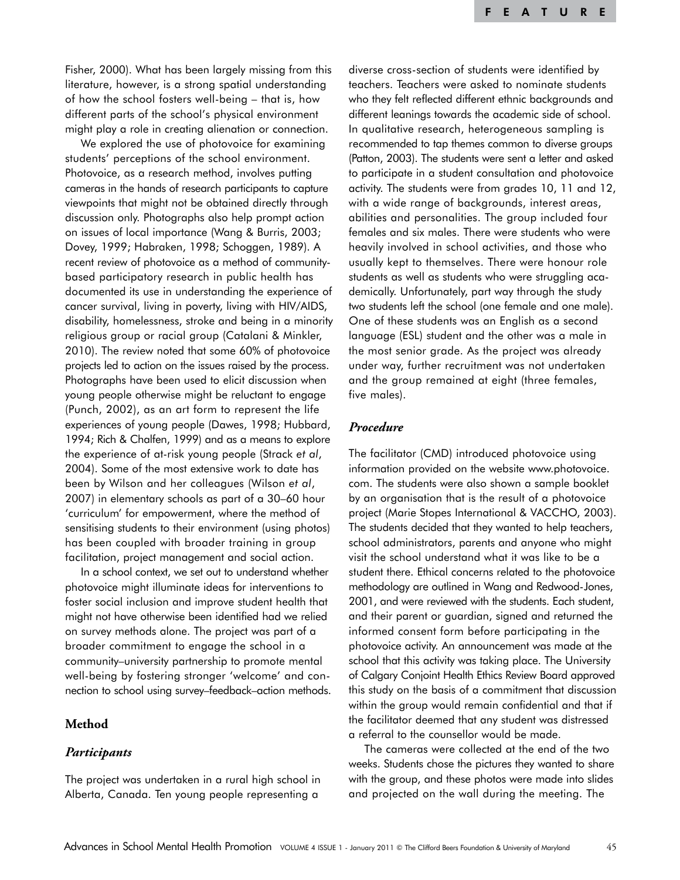Fisher, 2000). What has been largely missing from this literature, however, is a strong spatial understanding of how the school fosters well-being – that is, how different parts of the school's physical environment might play a role in creating alienation or connection.

We explored the use of photovoice for examining students' perceptions of the school environment. Photovoice, as a research method, involves putting cameras in the hands of research participants to capture viewpoints that might not be obtained directly through discussion only. Photographs also help prompt action on issues of local importance (Wang & Burris, 2003; Dovey, 1999; Habraken, 1998; Schoggen, 1989). A recent review of photovoice as a method of community-based participatory research in public health has documented its use in understanding the experience of cancer survival, living in poverty, living with HIV/AIDS, disability, homelessness, stroke and being in a minority religious group or racial group (Catalani & Minkler, 2010). The review noted that some 60% of photovoice projects led to action on the issues raised by the process. Photographs have been used to elicit discussion when young people otherwise might be reluctant to engage (Punch, 2002), as an art form to represent the life experiences of young people (Dawes, 1998; Hubbard, 1994; Rich & Chalfen, 1999) and as a means to explore the experience of at-risk young people (Strack *et al*, 2004). Some of the most extensive work to date has been by Wilson and her colleagues (Wilson *et al*, 2007) in elementary schools as part of a 30–60 hour 'curriculum' for empowerment, where the method of sensitising students to their environment (using photos) has been coupled with broader training in group facilitation, project management and social action.

In a school context, we set out to understand whether photovoice might illuminate ideas for interventions to foster social inclusion and improve student health that might not have otherwise been identified had we relied on survey methods alone. The project was part of a broader commitment to engage the school in a community–university partnership to promote mental well-being by fostering stronger 'welcome' and connection to school using survey–feedback–action methods.

## Method

### *Participants*

The project was undertaken in a rural high school in Alberta, Canada. Ten young people representing a diverse cross-section of students were identified by teachers. Teachers were asked to nominate students who they felt reflected different ethnic backgrounds and different leanings towards the academic side of school. In qualitative research, heterogeneous sampling is recommended to tap themes common to diverse groups (Patton, 2003). The students were sent a letter and asked to participate in a student consultation and photovoice activity. The students were from grades 10, 11 and 12, with a wide range of backgrounds, interest areas, abilities and personalities. The group included four females and six males. There were students who were heavily involved in school activities, and those who usually kept to themselves. There were honour role students as well as students who were struggling academically. Unfortunately, part way through the study two students left the school (one female and one male). One of these students was an English as a second language (ESL) student and the other was a male in the most senior grade. As the project was already under way, further recruitment was not undertaken and the group remained at eight (three females, five males).

### *Procedure*

The facilitator (CMD) introduced photovoice using information provided on the website www.photovoice.com. The students were also shown a sample booklet by an organisation that is the result of a photovoice project (Marie Stopes International & VACCHO, 2003). The students decided that they wanted to help teachers, school administrators, parents and anyone who might visit the school understand what it was like to be a student there. Ethical concerns related to the photovoice methodology are outlined in Wang and Redwood-Jones, 2001, and were reviewed with the students. Each student, and their parent or guardian, signed and returned the informed consent form before participating in the photovoice activity. An announcement was made at the school that this activity was taking place. The University of Calgary Conjoint Health Ethics Review Board approved this study on the basis of a commitment that discussion within the group would remain confidential and that if the facilitator deemed that any student was distressed a referral to the counsellor would be made.

The cameras were collected at the end of the two weeks. Students chose the pictures they wanted to share with the group, and these photos were made into slides and projected on the wall during the meeting. The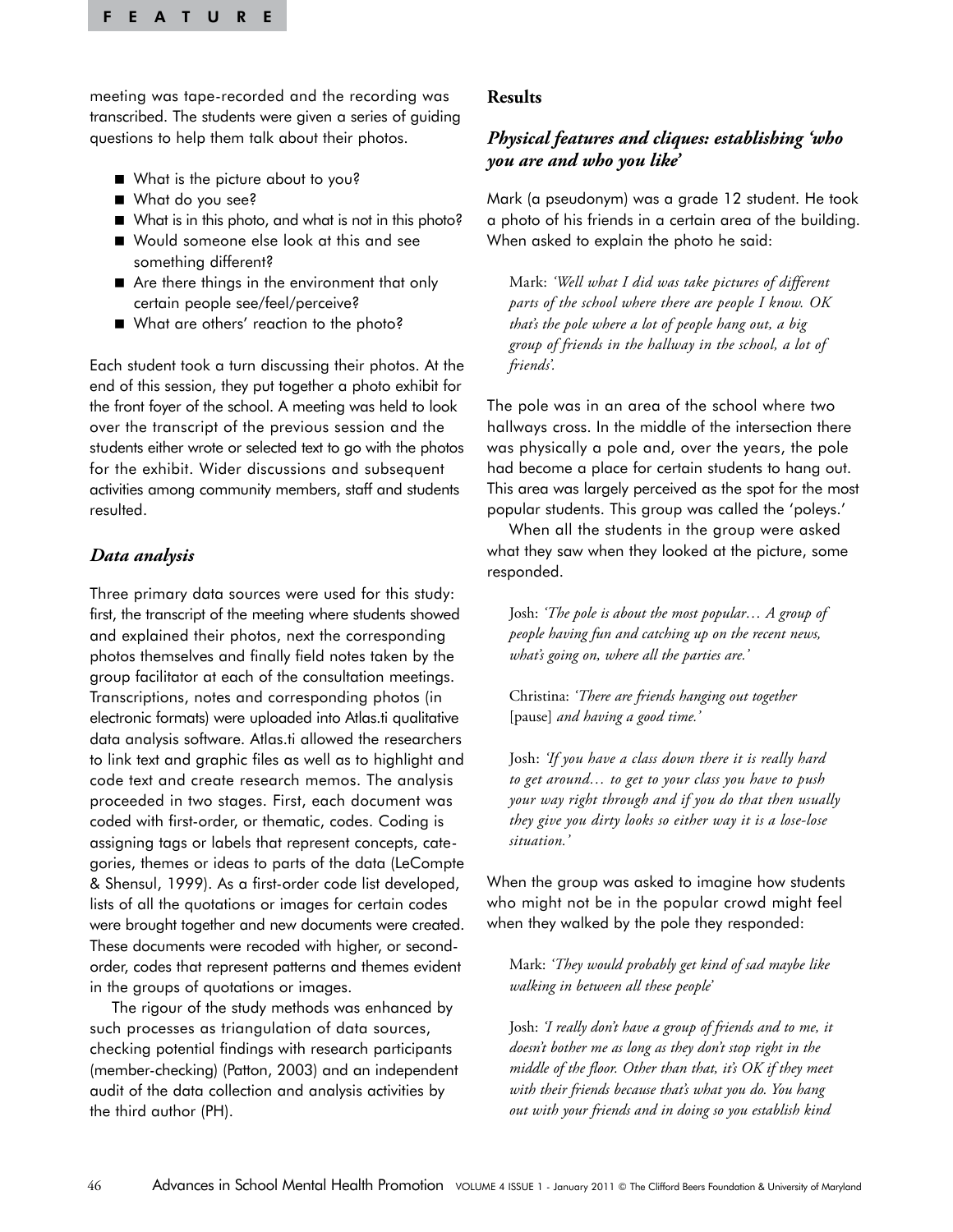meeting was tape-recorded and the recording was transcribed. The students were given a series of guiding questions to help them talk about their photos.

- What is the picture about to you?
- What do you see?
- What is in this photo, and what is not in this photo?
- Would someone else look at this and see something different?
- Are there things in the environment that only certain people see/feel/perceive?
- What are others' reaction to the photo?

Each student took a turn discussing their photos. At the end of this session, they put together a photo exhibit for the front foyer of the school. A meeting was held to look over the transcript of the previous session and the students either wrote or selected text to go with the photos for the exhibit. Wider discussions and subsequent activities among community members, staff and students resulted.

### *Data analysis*

Three primary data sources were used for this study: first, the transcript of the meeting where students showed and explained their photos, next the corresponding photos themselves and finally field notes taken by the group facilitator at each of the consultation meetings. Transcriptions, notes and corresponding photos (in electronic formats) were uploaded into Atlas.ti qualitative data analysis software. Atlas.ti allowed the researchers to link text and graphic files as well as to highlight and code text and create research memos. The analysis proceeded in two stages. First, each document was coded with first-order, or thematic, codes. Coding is assigning tags or labels that represent concepts, categories, themes or ideas to parts of the data (LeCompte & Shensul, 1999). As a first-order code list developed, lists of all the quotations or images for certain codes were brought together and new documents were created. These documents were recoded with higher, or second-order, codes that represent patterns and themes evident in the groups of quotations or images.

The rigour of the study methods was enhanced by such processes as triangulation of data sources, checking potential findings with research participants (member-checking) (Patton, 2003) and an independent audit of the data collection and analysis activities by the third author (PH).

## Results

### *Physical features and cliques: establishing 'who you are and who you like'*

Mark (a pseudonym) was a grade 12 student. He took a photo of his friends in a certain area of the building. When asked to explain the photo he said:

> Mark: *'Well what I did was take pictures of different parts of the school where there are people I know. OK that's the pole where a lot of people hang out, a big group of friends in the hallway in the school, a lot of friends'.*

The pole was in an area of the school where two hallways cross. In the middle of the intersection there was physically a pole and, over the years, the pole had become a place for certain students to hang out. This area was largely perceived as the spot for the most popular students. This group was called the 'poleys.'

When all the students in the group were asked what they saw when they looked at the picture, some responded.

> Josh: *'The pole is about the most popular… A group of people having fun and catching up on the recent news, what's going on, where all the parties are.'*

> Christina: *'There are friends hanging out together* [pause] *and having a good time.'*

> Josh: *'If you have a class down there it is really hard to get around… to get to your class you have to push your way right through and if you do that then usually they give you dirty looks so either way it is a lose-lose situation.'*

When the group was asked to imagine how students who might not be in the popular crowd might feel when they walked by the pole they responded:

> Mark: *'They would probably get kind of sad maybe like walking in between all these people'*

> Josh: *'I really don't have a group of friends and to me, it doesn't bother me as long as they don't stop right in the middle of the floor. Other than that, it's OK if they meet with their friends because that's what you do. You hang out with your friends and in doing so you establish kind*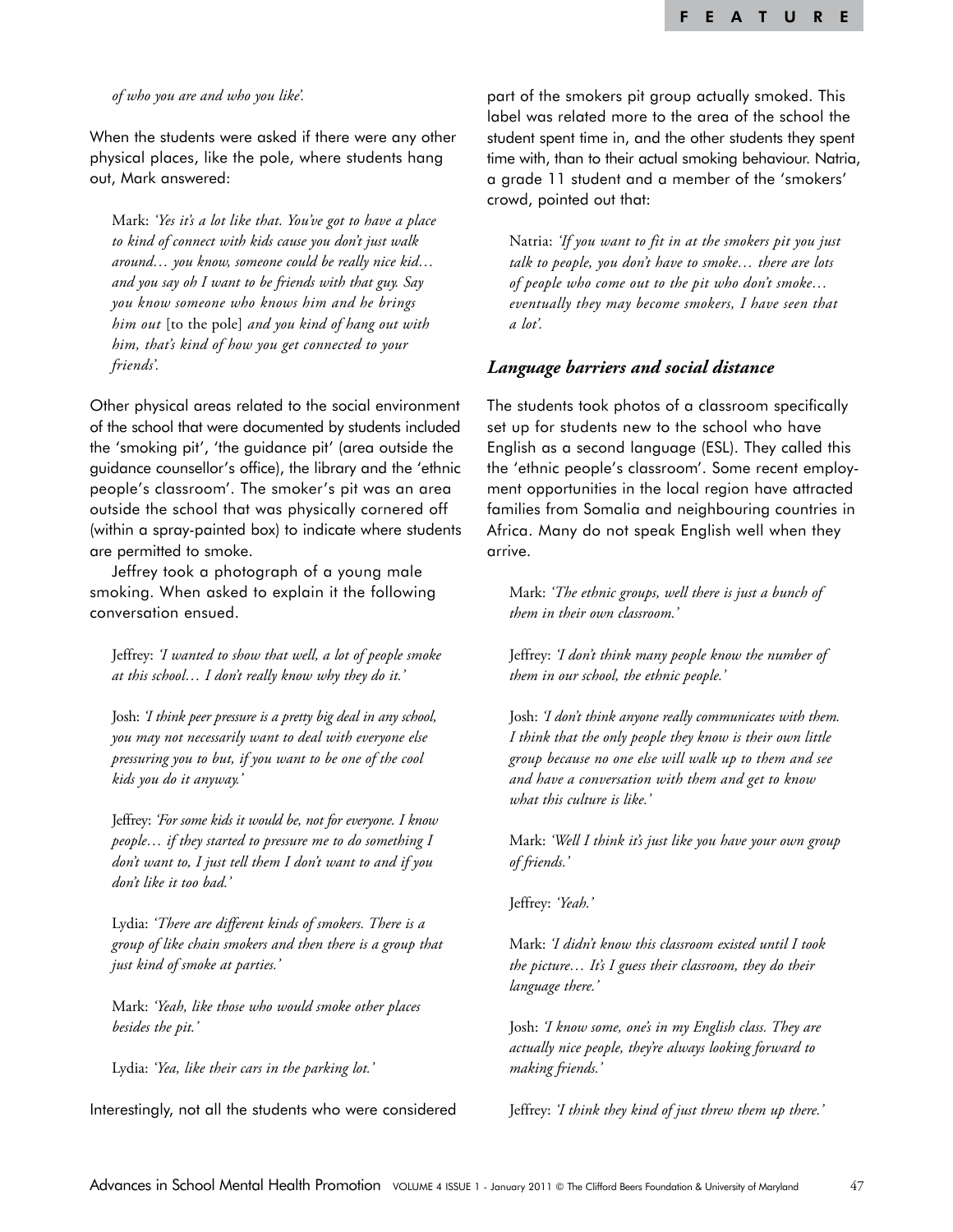*of who you are and who you like'.*

When the students were asked if there were any other physical places, like the pole, where students hang out, Mark answered:

> Mark: *'Yes it's a lot like that. You've got to have a place to kind of connect with kids cause you don't just walk around… you know, someone could be really nice kid… and you say oh I want to be friends with that guy. Say you know someone who knows him and he brings him out* [to the pole] *and you kind of hang out with him, that's kind of how you get connected to your friends'.*

Other physical areas related to the social environment of the school that were documented by students included the 'smoking pit', 'the guidance pit' (area outside the guidance counsellor's office), the library and the 'ethnic people's classroom'. The smoker's pit was an area outside the school that was physically cornered off (within a spray-painted box) to indicate where students are permitted to smoke.

Jeffrey took a photograph of a young male smoking. When asked to explain it the following conversation ensued.

> Jeffrey: *'I wanted to show that well, a lot of people smoke at this school… I don't really know why they do it.'*
>
> Josh: *'I think peer pressure is a pretty big deal in any school, you may not necessarily want to deal with everyone else pressuring you to but, if you want to be one of the cool kids you do it anyway.'*
>
> Jeffrey: *'For some kids it would be, not for everyone. I know people… if they started to pressure me to do something I don't want to, I just tell them I don't want to and if you don't like it too bad.'*
>
> Lydia: *'There are different kinds of smokers. There is a group of like chain smokers and then there is a group that just kind of smoke at parties.'*
>
> Mark: *'Yeah, like those who would smoke other places besides the pit.'*
>
> Lydia: *'Yea, like their cars in the parking lot.'*

Interestingly, not all the students who were considered part of the smokers pit group actually smoked. This label was related more to the area of the school the student spent time in, and the other students they spent time with, than to their actual smoking behaviour. Natria, a grade 11 student and a member of the 'smokers' crowd, pointed out that:

> Natria: *'If you want to fit in at the smokers pit you just talk to people, you don't have to smoke… there are lots of people who come out to the pit who don't smoke… eventually they may become smokers, I have seen that a lot'.*

### *Language barriers and social distance*

The students took photos of a classroom specifically set up for students new to the school who have English as a second language (ESL). They called this the 'ethnic people's classroom'. Some recent employment opportunities in the local region have attracted families from Somalia and neighbouring countries in Africa. Many do not speak English well when they arrive.

> Mark: *'The ethnic groups, well there is just a bunch of them in their own classroom.'*
>
> Jeffrey: *'I don't think many people know the number of them in our school, the ethnic people.'*
>
> Josh: *'I don't think anyone really communicates with them. I think that the only people they know is their own little group because no one else will walk up to them and see and have a conversation with them and get to know what this culture is like.'*
>
> Mark: *'Well I think it's just like you have your own group of friends.'*
>
> Jeffrey: *'Yeah.'*
>
> Mark: *'I didn't know this classroom existed until I took the picture… It's I guess their classroom, they do their language there.'*
>
> Josh: *'I know some, one's in my English class. They are actually nice people, they're always looking forward to making friends.'*
>
> Jeffrey: *'I think they kind of just threw them up there.'*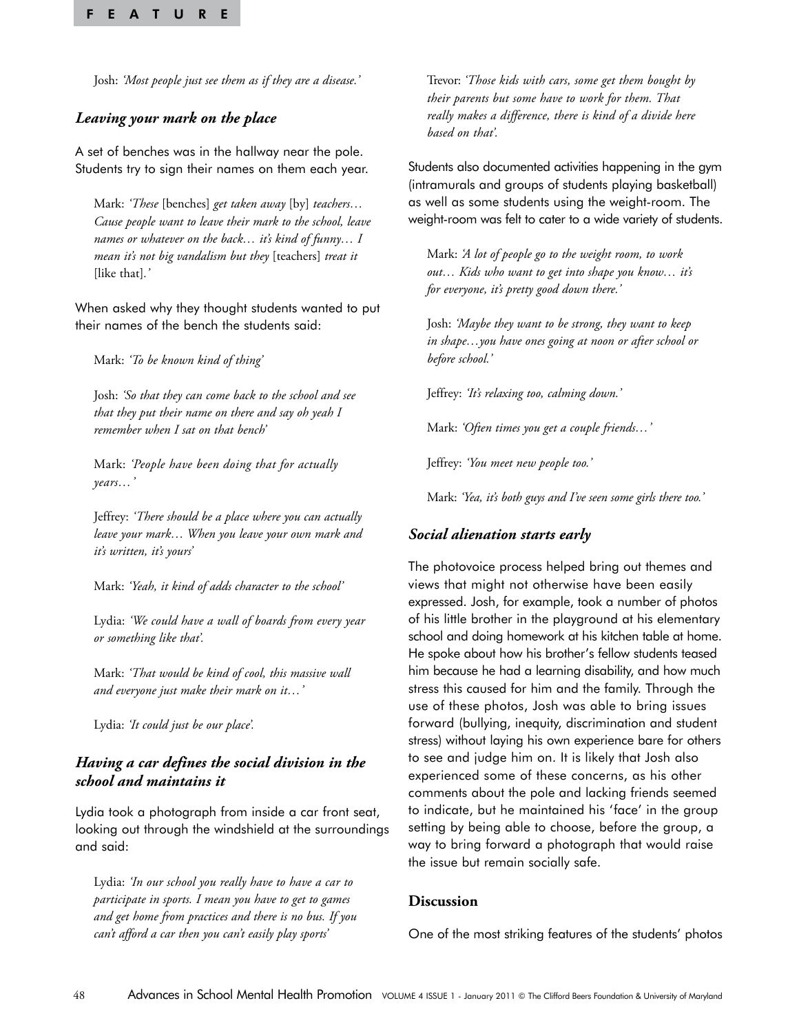Josh: *'Most people just see them as if they are a disease.'*

### *Leaving your mark on the place*

A set of benches was in the hallway near the pole. Students try to sign their names on them each year.

> Mark: *'These* [benches] *get taken away* [by] *teachers… Cause people want to leave their mark to the school, leave names or whatever on the back… it's kind of funny… I mean it's not big vandalism but they* [teachers] *treat it* [like that]*.'*

When asked why they thought students wanted to put their names of the bench the students said:

> Mark: *'To be known kind of thing'*
>
> Josh: *'So that they can come back to the school and see that they put their name on there and say oh yeah I remember when I sat on that bench'*
>
> Mark: *'People have been doing that for actually years…'*
>
> Jeffrey: *'There should be a place where you can actually leave your mark… When you leave your own mark and it's written, it's yours'*
>
> Mark: *'Yeah, it kind of adds character to the school'*
>
> Lydia: *'We could have a wall of boards from every year or something like that'.*
>
> Mark: *'That would be kind of cool, this massive wall and everyone just make their mark on it…'*
>
> Lydia: *'It could just be our place'.*

### *Having a car defines the social division in the school and maintains it*

Lydia took a photograph from inside a car front seat, looking out through the windshield at the surroundings and said:

> Lydia: *'In our school you really have to have a car to participate in sports. I mean you have to get to games and get home from practices and there is no bus. If you can't afford a car then you can't easily play sports'*
>
> Trevor: *'Those kids with cars, some get them bought by their parents but some have to work for them. That really makes a difference, there is kind of a divide here based on that'.*

Students also documented activities happening in the gym (intramurals and groups of students playing basketball) as well as some students using the weight-room. The weight-room was felt to cater to a wide variety of students.

> Mark: *'A lot of people go to the weight room, to work out… Kids who want to get into shape you know… it's for everyone, it's pretty good down there.'*
>
> Josh: *'Maybe they want to be strong, they want to keep in shape…you have ones going at noon or after school or before school.'*
>
> Jeffrey: *'It's relaxing too, calming down.'*
>
> Mark: *'Often times you get a couple friends…'*
>
> Jeffrey: *'You meet new people too.'*
>
> Mark: *'Yea, it's both guys and I've seen some girls there too.'*

### *Social alienation starts early*

The photovoice process helped bring out themes and views that might not otherwise have been easily expressed. Josh, for example, took a number of photos of his little brother in the playground at his elementary school and doing homework at his kitchen table at home. He spoke about how his brother's fellow students teased him because he had a learning disability, and how much stress this caused for him and the family. Through the use of these photos, Josh was able to bring issues forward (bullying, inequity, discrimination and student stress) without laying his own experience bare for others to see and judge him on. It is likely that Josh also experienced some of these concerns, as his other comments about the pole and lacking friends seemed to indicate, but he maintained his 'face' in the group setting by being able to choose, before the group, a way to bring forward a photograph that would raise the issue but remain socially safe.

## Discussion

One of the most striking features of the students' photos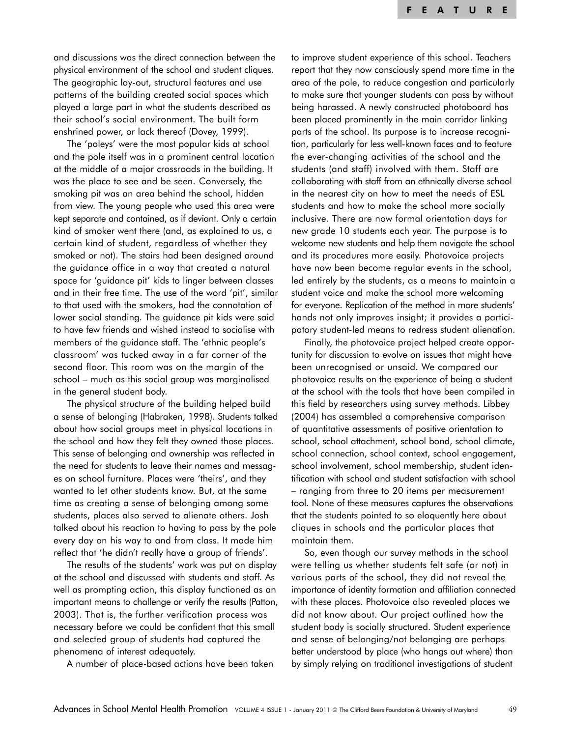and discussions was the direct connection between the physical environment of the school and student cliques. The geographic lay-out, structural features and use patterns of the building created social spaces which played a large part in what the students described as their school's social environment. The built form enshrined power, or lack thereof (Dovey, 1999).

The 'poleys' were the most popular kids at school and the pole itself was in a prominent central location at the middle of a major crossroads in the building. It was the place to see and be seen. Conversely, the smoking pit was an area behind the school, hidden from view. The young people who used this area were kept separate and contained, as if deviant. Only a certain kind of smoker went there (and, as explained to us, a certain kind of student, regardless of whether they smoked or not). The stairs had been designed around the guidance office in a way that created a natural space for 'guidance pit' kids to linger between classes and in their free time. The use of the word 'pit', similar to that used with the smokers, had the connotation of lower social standing. The guidance pit kids were said to have few friends and wished instead to socialise with members of the guidance staff. The 'ethnic people's classroom' was tucked away in a far corner of the second floor. This room was on the margin of the school – much as this social group was marginalised in the general student body.

The physical structure of the building helped build a sense of belonging (Habraken, 1998). Students talked about how social groups meet in physical locations in the school and how they felt they owned those places. This sense of belonging and ownership was reflected in the need for students to leave their names and messages on school furniture. Places were 'theirs', and they wanted to let other students know. But, at the same time as creating a sense of belonging among some students, places also served to alienate others. Josh talked about his reaction to having to pass by the pole every day on his way to and from class. It made him reflect that 'he didn't really have a group of friends'.

The results of the students' work was put on display at the school and discussed with students and staff. As well as prompting action, this display functioned as an important means to challenge or verify the results (Patton, 2003). That is, the further verification process was necessary before we could be confident that this small and selected group of students had captured the phenomena of interest adequately.

A number of place-based actions have been taken to improve student experience of this school. Teachers report that they now consciously spend more time in the area of the pole, to reduce congestion and particularly to make sure that younger students can pass by without being harassed. A newly constructed photoboard has been placed prominently in the main corridor linking parts of the school. Its purpose is to increase recognition, particularly for less well-known faces and to feature the ever-changing activities of the school and the students (and staff) involved with them. Staff are collaborating with staff from an ethnically diverse school in the nearest city on how to meet the needs of ESL students and how to make the school more socially inclusive. There are now formal orientation days for new grade 10 students each year. The purpose is to welcome new students and help them navigate the school and its procedures more easily. Photovoice projects have now been become regular events in the school, led entirely by the students, as a means to maintain a student voice and make the school more welcoming for everyone. Replication of the method in more students' hands not only improves insight; it provides a participatory student-led means to redress student alienation.

Finally, the photovoice project helped create opportunity for discussion to evolve on issues that might have been unrecognised or unsaid. We compared our photovoice results on the experience of being a student at the school with the tools that have been compiled in this field by researchers using survey methods. Libbey (2004) has assembled a comprehensive comparison of quantitative assessments of positive orientation to school, school attachment, school bond, school climate, school connection, school context, school engagement, school involvement, school membership, student identification with school and student satisfaction with school – ranging from three to 20 items per measurement tool. None of these measures captures the observations that the students pointed to so eloquently here about cliques in schools and the particular places that maintain them.

So, even though our survey methods in the school were telling us whether students felt safe (or not) in various parts of the school, they did not reveal the importance of identity formation and affiliation connected with these places. Photovoice also revealed places we did not know about. Our project outlined how the student body is socially structured. Student experience and sense of belonging/not belonging are perhaps better understood by place (who hangs out where) than by simply relying on traditional investigations of student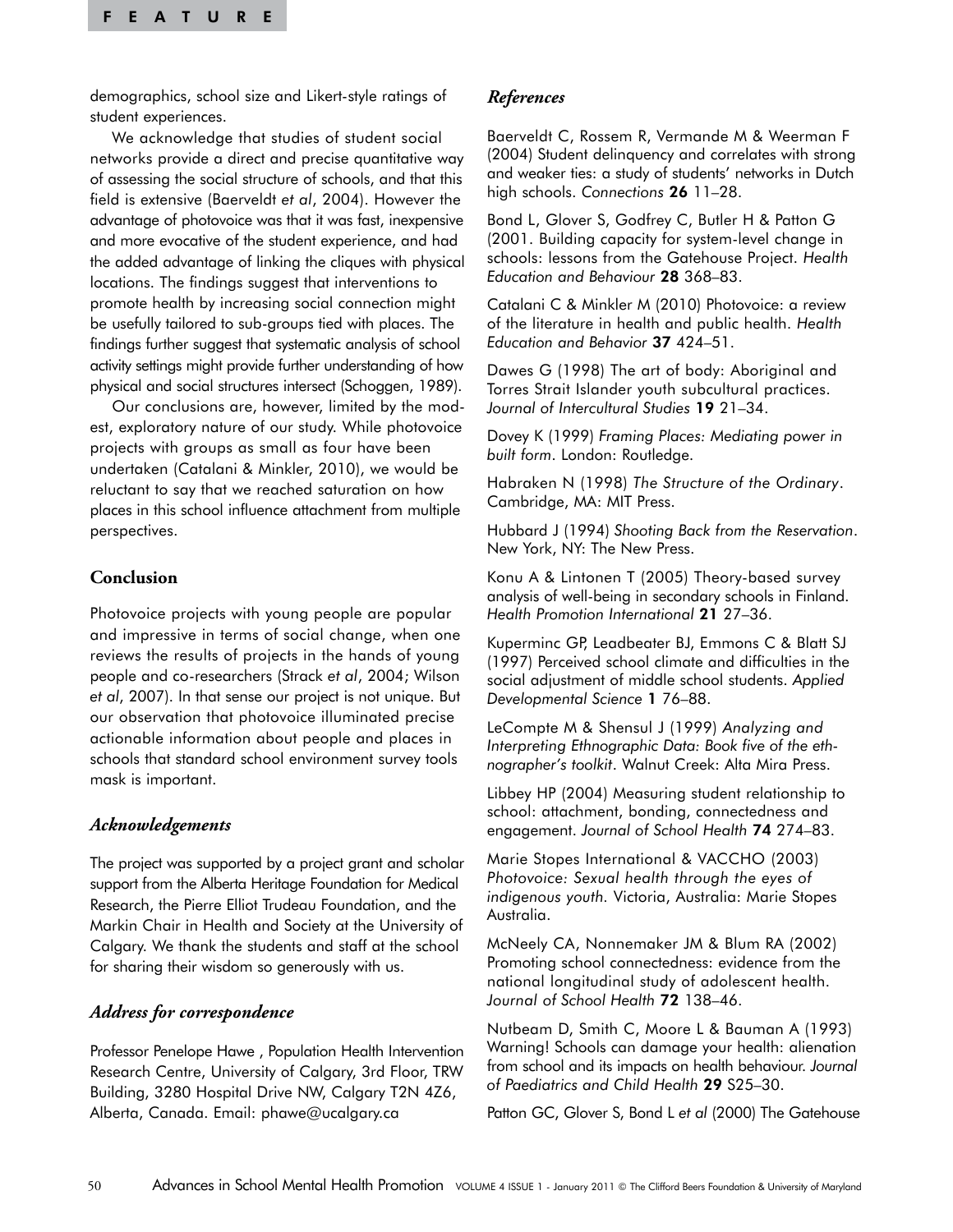demographics, school size and Likert-style ratings of student experiences.

We acknowledge that studies of student social networks provide a direct and precise quantitative way of assessing the social structure of schools, and that this field is extensive (Baerveldt *et al*, 2004). However the advantage of photovoice was that it was fast, inexpensive and more evocative of the student experience, and had the added advantage of linking the cliques with physical locations. The findings suggest that interventions to promote health by increasing social connection might be usefully tailored to sub-groups tied with places. The findings further suggest that systematic analysis of school activity settings might provide further understanding of how physical and social structures intersect (Schoggen, 1989).

Our conclusions are, however, limited by the modest, exploratory nature of our study. While photovoice projects with groups as small as four have been undertaken (Catalani & Minkler, 2010), we would be reluctant to say that we reached saturation on how places in this school influence attachment from multiple perspectives.

## Conclusion

Photovoice projects with young people are popular and impressive in terms of social change, when one reviews the results of projects in the hands of young people and co-researchers (Strack *et al*, 2004; Wilson *et al*, 2007). In that sense our project is not unique. But our observation that photovoice illuminated precise actionable information about people and places in schools that standard school environment survey tools mask is important.

### *Acknowledgements*

The project was supported by a project grant and scholar support from the Alberta Heritage Foundation for Medical Research, the Pierre Elliot Trudeau Foundation, and the Markin Chair in Health and Society at the University of Calgary. We thank the students and staff at the school for sharing their wisdom so generously with us.

### *Address for correspondence*

Professor Penelope Hawe , Population Health Intervention Research Centre, University of Calgary, 3rd Floor, TRW Building, 3280 Hospital Drive NW, Calgary T2N 4Z6, Alberta, Canada. Email: phawe@ucalgary.ca

### *References*

Baerveldt C, Rossem R, Vermande M & Weerman F (2004) Student delinquency and correlates with strong and weaker ties: a study of students' networks in Dutch high schools. *Connections* **26** 11–28.

Bond L, Glover S, Godfrey C, Butler H & Patton G (2001. Building capacity for system-level change in schools: lessons from the Gatehouse Project. *Health Education and Behaviour* **28** 368–83.

Catalani C & Minkler M (2010) Photovoice: a review of the literature in health and public health. *Health Education and Behavior* **37** 424–51.

Dawes G (1998) The art of body: Aboriginal and Torres Strait Islander youth subcultural practices. *Journal of Intercultural Studies* **19** 21–34.

Dovey K (1999) *Framing Places: Mediating power in built form*. London: Routledge.

Habraken N (1998) *The Structure of the Ordinary*. Cambridge, MA: MIT Press.

Hubbard J (1994) *Shooting Back from the Reservation*. New York, NY: The New Press.

Konu A & Lintonen T (2005) Theory-based survey analysis of well-being in secondary schools in Finland. *Health Promotion International* **21** 27–36.

Kuperminc GP, Leadbeater BJ, Emmons C & Blatt SJ (1997) Perceived school climate and difficulties in the social adjustment of middle school students. *Applied Developmental Science* **1** 76–88.

LeCompte M & Shensul J (1999) *Analyzing and Interpreting Ethnographic Data: Book five of the ethnographer's toolkit*. Walnut Creek: Alta Mira Press.

Libbey HP (2004) Measuring student relationship to school: attachment, bonding, connectedness and engagement. *Journal of School Health* **74** 274–83.

Marie Stopes International & VACCHO (2003) *Photovoice: Sexual health through the eyes of indigenous youth*. Victoria, Australia: Marie Stopes Australia.

McNeely CA, Nonnemaker JM & Blum RA (2002) Promoting school connectedness: evidence from the national longitudinal study of adolescent health. *Journal of School Health* **72** 138–46.

Nutbeam D, Smith C, Moore L & Bauman A (1993) Warning! Schools can damage your health: alienation from school and its impacts on health behaviour. *Journal of Paediatrics and Child Health* **29** S25–30.

Patton GC, Glover S, Bond L *et al* (2000) The Gatehouse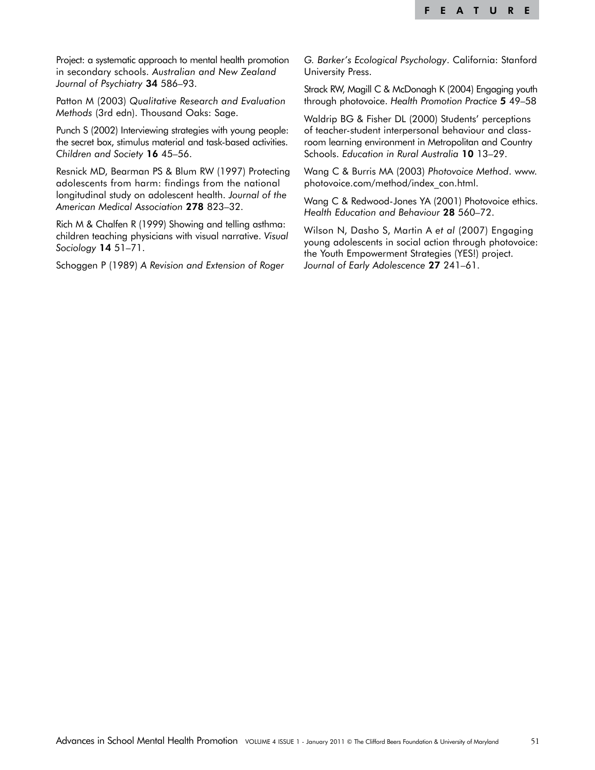Project: a systematic approach to mental health promotion in secondary schools. *Australian and New Zealand Journal of Psychiatry* **34** 586–93.

Patton M (2003) *Qualitative Research and Evaluation Methods* (3rd edn). Thousand Oaks: Sage.

Punch S (2002) Interviewing strategies with young people: the secret box, stimulus material and task-based activities. *Children and Society* **16** 45–56.

Resnick MD, Bearman PS & Blum RW (1997) Protecting adolescents from harm: findings from the national longitudinal study on adolescent health. *Journal of the American Medical Association* **278** 823–32.

Rich M & Chalfen R (1999) Showing and telling asthma: children teaching physicians with visual narrative. *Visual Sociology* **14** 51–71.

Schoggen P (1989) *A Revision and Extension of Roger G. Barker's Ecological Psychology*. California: Stanford University Press.

Strack RW, Magill C & McDonagh K (2004) Engaging youth through photovoice. *Health Promotion Practice* **5** 49–58

Waldrip BG & Fisher DL (2000) Students' perceptions of teacher-student interpersonal behaviour and classroom learning environment in Metropolitan and Country Schools. *Education in Rural Australia* **10** 13–29.

Wang C & Burris MA (2003) *Photovoice Method*. www.photovoice.com/method/index_con.html.

Wang C & Redwood-Jones YA (2001) Photovoice ethics. *Health Education and Behaviour* **28** 560–72.

Wilson N, Dasho S, Martin A *et al* (2007) Engaging young adolescents in social action through photovoice: the Youth Empowerment Strategies (YES!) project. *Journal of Early Adolescence* **27** 241–61.